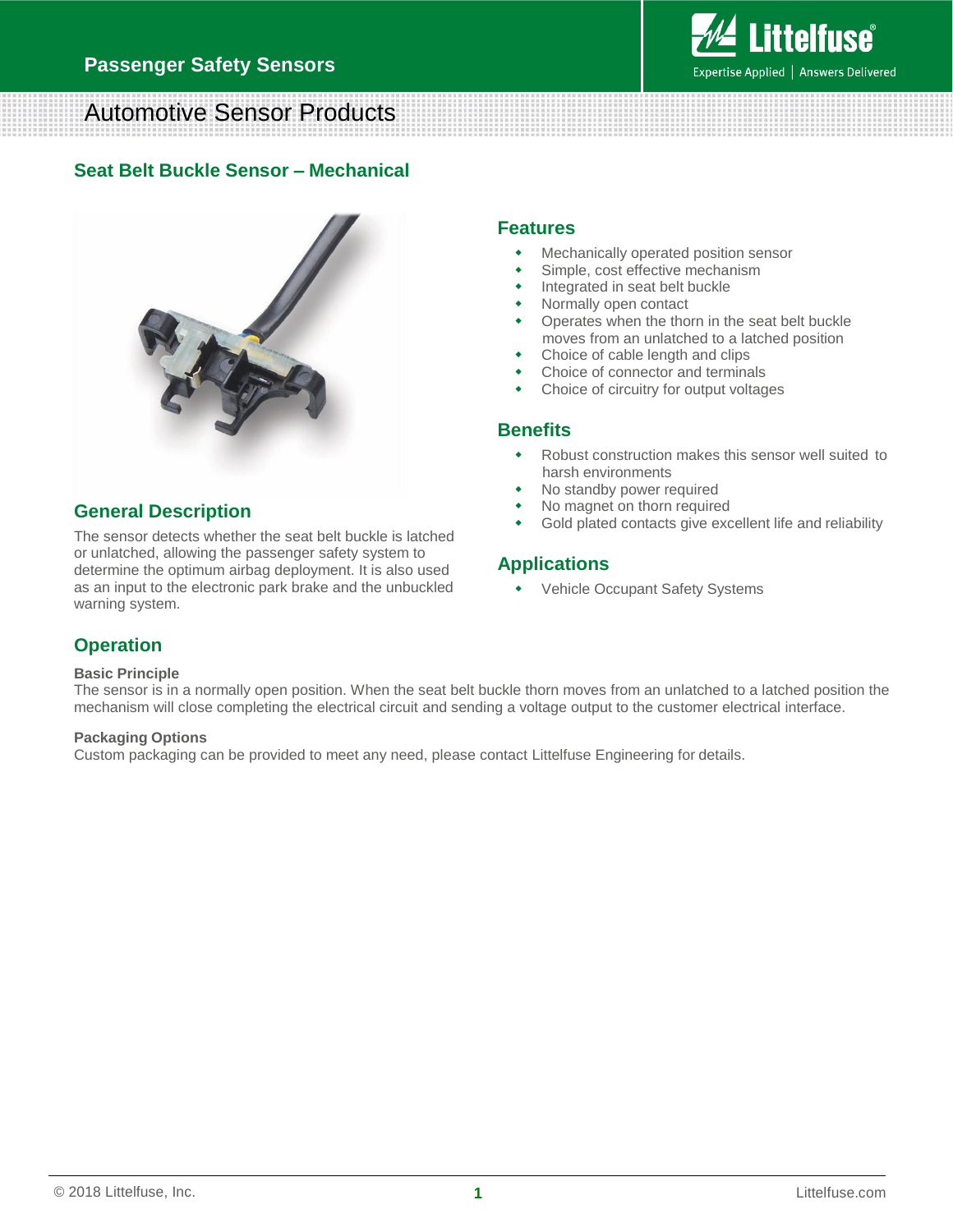Passenger Safety Sensors

# Automotive Sensor Products

## Seat Belt Buckle Sensor – Mechanical

### General Description

The sensor detects whether the seat belt buckle is latched or unlatched, allowing the passenger safety system to determine the optimum airbag deployment. It is also used as an input to the electronic park brake and the unbuckled warning system.

### Features

- Mechanically operated position sensor
- Simple, cost effective mechanism
- Integrated in seat belt buckle
- Normally open contact
- Operates when the thorn in the seat belt buckle moves from an unlatched to a latched position
- Choice of cable length and clips
- Choice of connector and terminals
- Choice of circuitry for output voltages

### Benefits

- Robust construction makes this sensor well suited to harsh environments
- No standby power required
- No magnet on thorn required
- Gold plated contacts give excellent life and reliability

### Applications

- Vehicle Occupant Safety Systems

### Operation

**Basic Principle**

The sensor is in a normally open position. When the seat belt buckle thorn moves from an unlatched to a latched position the mechanism will close completing the electrical circuit and sending a voltage output to the customer electrical interface.

**Packaging Options**

Custom packaging can be provided to meet any need, please contact Littelfuse Engineering for details.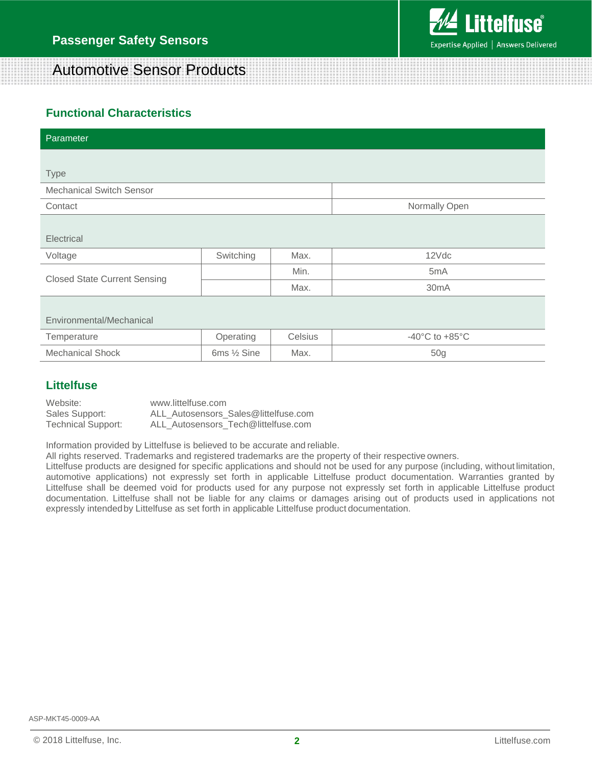## Functional Characteristics

| Parameter | | | |
|---|---|---|---|
| **Type** | | | |
| Mechanical Switch Sensor | | | |
| Contact | | | Normally Open |
| **Electrical** | | | |
| Voltage | Switching | Max. | 12Vdc |
| Closed State Current Sensing | | Min. | 5mA |
| | | Max. | 30mA |
| **Environmental/Mechanical** | | | |
| Temperature | Operating | Celsius | -40°C to +85°C |
| Mechanical Shock | 6ms ½ Sine | Max. | 50g |

## Littelfuse

Website: www.littelfuse.com
Sales Support: ALL_Autosensors_Sales@littelfuse.com
Technical Support: ALL_Autosensors_Tech@littelfuse.com

Information provided by Littelfuse is believed to be accurate and reliable.
All rights reserved. Trademarks and registered trademarks are the property of their respective owners.
Littelfuse products are designed for specific applications and should not be used for any purpose (including, without limitation, automotive applications) not expressly set forth in applicable Littelfuse product documentation. Warranties granted by Littelfuse shall be deemed void for products used for any purpose not expressly set forth in applicable Littelfuse product documentation. Littelfuse shall not be liable for any claims or damages arising out of products used in applications not expressly intended by Littelfuse as set forth in applicable Littelfuse product documentation.

ASP-MKT45-0009-AA

© 2018 Littelfuse, Inc.